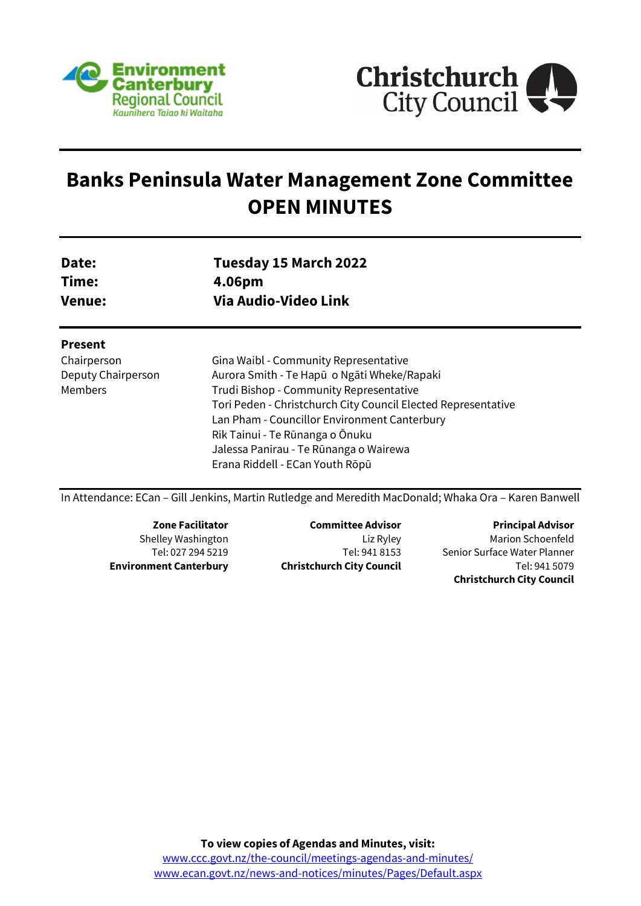# Banks Peninsula Water Management Zone Committee
# OPEN MINUTES

| | |
|---|---|
| **Date:** | **Tuesday 15 March 2022** |
| **Time:** | **4.06pm** |
| **Venue:** | **Via Audio-Video Link** |

**Present**

| | |
|---|---|
| Chairperson | Gina Waibl - Community Representative |
| Deputy Chairperson | Aurora Smith - Te Hapū o Ngāti Wheke/Rapaki |
| Members | Trudi Bishop - Community Representative |
| | Tori Peden - Christchurch City Council Elected Representative |
| | Lan Pham - Councillor Environment Canterbury |
| | Rik Tainui - Te Rūnanga o Ōnuku |
| | Jalessa Panirau - Te Rūnanga o Wairewa |
| | Erana Riddell - ECan Youth Rōpū |

In Attendance: ECan – Gill Jenkins, Martin Rutledge and Meredith MacDonald; Whaka Ora – Karen Banwell

**Zone Facilitator**
Shelley Washington
Tel: 027 294 5219
**Environment Canterbury**

**Committee Advisor**
Liz Ryley
Tel: 941 8153
**Christchurch City Council**

**Principal Advisor**
Marion Schoenfeld
Senior Surface Water Planner
Tel: 941 5079
**Christchurch City Council**

**To view copies of Agendas and Minutes, visit:**
www.ccc.govt.nz/the-council/meetings-agendas-and-minutes/
www.ecan.govt.nz/news-and-notices/minutes/Pages/Default.aspx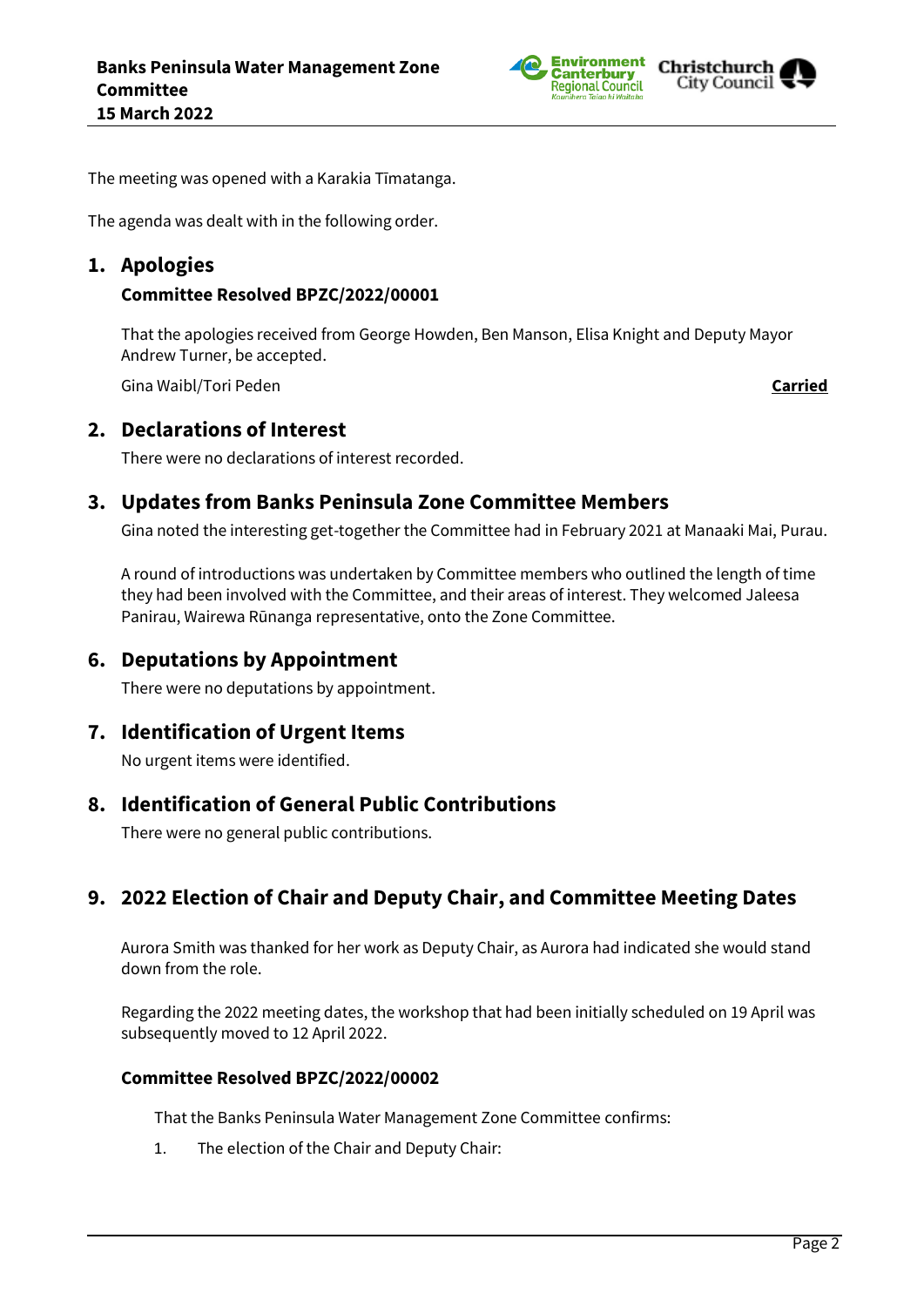The meeting was opened with a Karakia Tīmatanga.

The agenda was dealt with in the following order.

## 1. Apologies

### Committee Resolved BPZC/2022/00001

That the apologies received from George Howden, Ben Manson, Elisa Knight and Deputy Mayor Andrew Turner, be accepted.

Gina Waibl/Tori Peden **Carried**

## 2. Declarations of Interest

There were no declarations of interest recorded.

## 3. Updates from Banks Peninsula Zone Committee Members

Gina noted the interesting get-together the Committee had in February 2021 at Manaaki Mai, Purau.

A round of introductions was undertaken by Committee members who outlined the length of time they had been involved with the Committee, and their areas of interest. They welcomed Jaleesa Panirau, Wairewa Rūnanga representative, onto the Zone Committee.

## 6. Deputations by Appointment

There were no deputations by appointment.

## 7. Identification of Urgent Items

No urgent items were identified.

## 8. Identification of General Public Contributions

There were no general public contributions.

## 9. 2022 Election of Chair and Deputy Chair, and Committee Meeting Dates

Aurora Smith was thanked for her work as Deputy Chair, as Aurora had indicated she would stand down from the role.

Regarding the 2022 meeting dates, the workshop that had been initially scheduled on 19 April was subsequently moved to 12 April 2022.

### Committee Resolved BPZC/2022/00002

That the Banks Peninsula Water Management Zone Committee confirms:

1. The election of the Chair and Deputy Chair: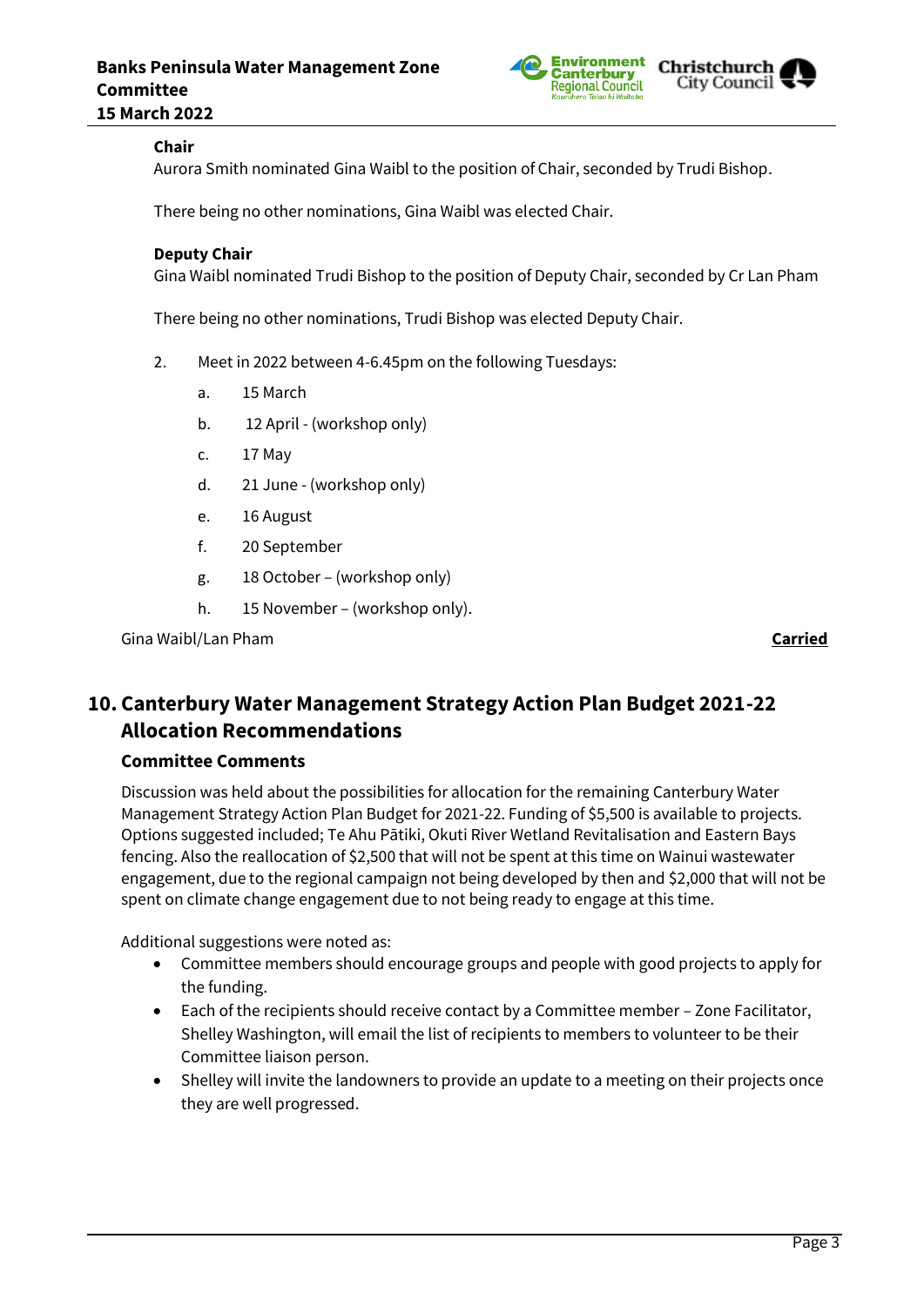**Chair**

Aurora Smith nominated Gina Waibl to the position of Chair, seconded by Trudi Bishop.

There being no other nominations, Gina Waibl was elected Chair.

**Deputy Chair**

Gina Waibl nominated Trudi Bishop to the position of Deputy Chair, seconded by Cr Lan Pham

There being no other nominations, Trudi Bishop was elected Deputy Chair.

2. Meet in 2022 between 4-6.45pm on the following Tuesdays:
   a. 15 March
   b. 12 April - (workshop only)
   c. 17 May
   d. 21 June - (workshop only)
   e. 16 August
   f. 20 September
   g. 18 October – (workshop only)
   h. 15 November – (workshop only).

Gina Waibl/Lan Pham **Carried**

## 10. Canterbury Water Management Strategy Action Plan Budget 2021-22 Allocation Recommendations

### Committee Comments

Discussion was held about the possibilities for allocation for the remaining Canterbury Water Management Strategy Action Plan Budget for 2021-22. Funding of $5,500 is available to projects. Options suggested included; Te Ahu Pātiki, Okuti River Wetland Revitalisation and Eastern Bays fencing. Also the reallocation of $2,500 that will not be spent at this time on Wainui wastewater engagement, due to the regional campaign not being developed by then and $2,000 that will not be spent on climate change engagement due to not being ready to engage at this time.

Additional suggestions were noted as:

- Committee members should encourage groups and people with good projects to apply for the funding.
- Each of the recipients should receive contact by a Committee member – Zone Facilitator, Shelley Washington, will email the list of recipients to members to volunteer to be their Committee liaison person.
- Shelley will invite the landowners to provide an update to a meeting on their projects once they are well progressed.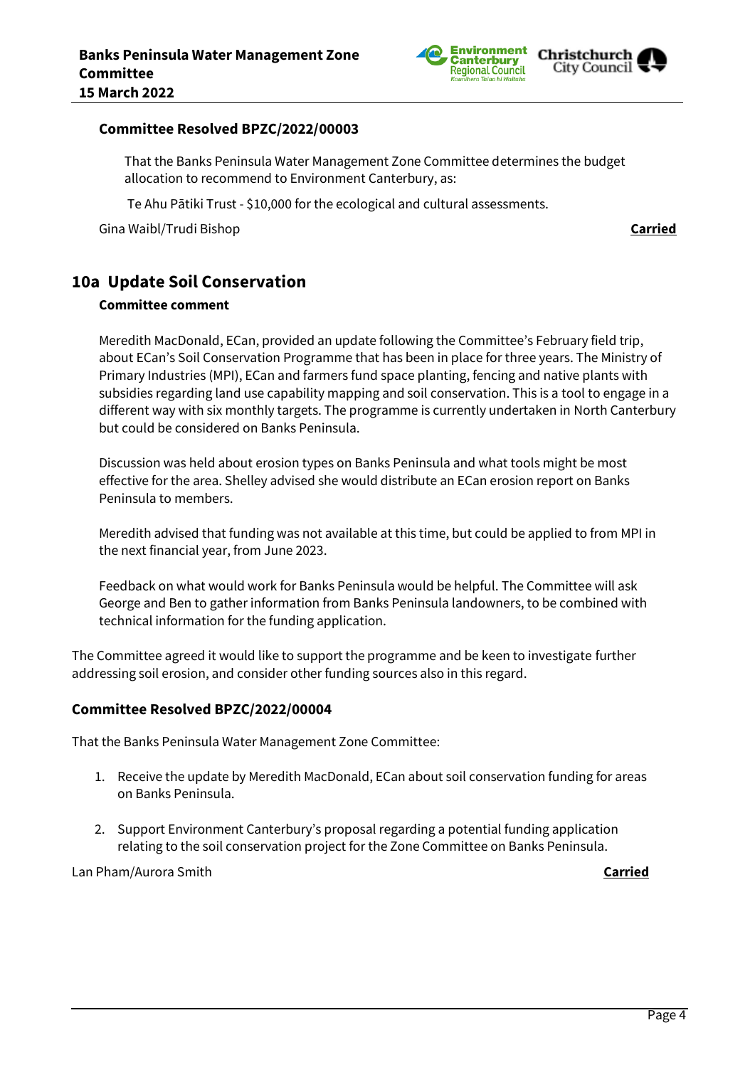**Committee Resolved BPZC/2022/00003**

That the Banks Peninsula Water Management Zone Committee determines the budget allocation to recommend to Environment Canterbury, as:

Te Ahu Pātiki Trust - $10,000 for the ecological and cultural assessments.

Gina Waibl/Trudi Bishop **Carried**

## 10a Update Soil Conservation

**Committee comment**

Meredith MacDonald, ECan, provided an update following the Committee's February field trip, about ECan's Soil Conservation Programme that has been in place for three years. The Ministry of Primary Industries (MPI), ECan and farmers fund space planting, fencing and native plants with subsidies regarding land use capability mapping and soil conservation. This is a tool to engage in a different way with six monthly targets. The programme is currently undertaken in North Canterbury but could be considered on Banks Peninsula.

Discussion was held about erosion types on Banks Peninsula and what tools might be most effective for the area. Shelley advised she would distribute an ECan erosion report on Banks Peninsula to members.

Meredith advised that funding was not available at this time, but could be applied to from MPI in the next financial year, from June 2023.

Feedback on what would work for Banks Peninsula would be helpful. The Committee will ask George and Ben to gather information from Banks Peninsula landowners, to be combined with technical information for the funding application.

The Committee agreed it would like to support the programme and be keen to investigate further addressing soil erosion, and consider other funding sources also in this regard.

**Committee Resolved BPZC/2022/00004**

That the Banks Peninsula Water Management Zone Committee:

1. Receive the update by Meredith MacDonald, ECan about soil conservation funding for areas on Banks Peninsula.
2. Support Environment Canterbury's proposal regarding a potential funding application relating to the soil conservation project for the Zone Committee on Banks Peninsula.

Lan Pham/Aurora Smith **Carried**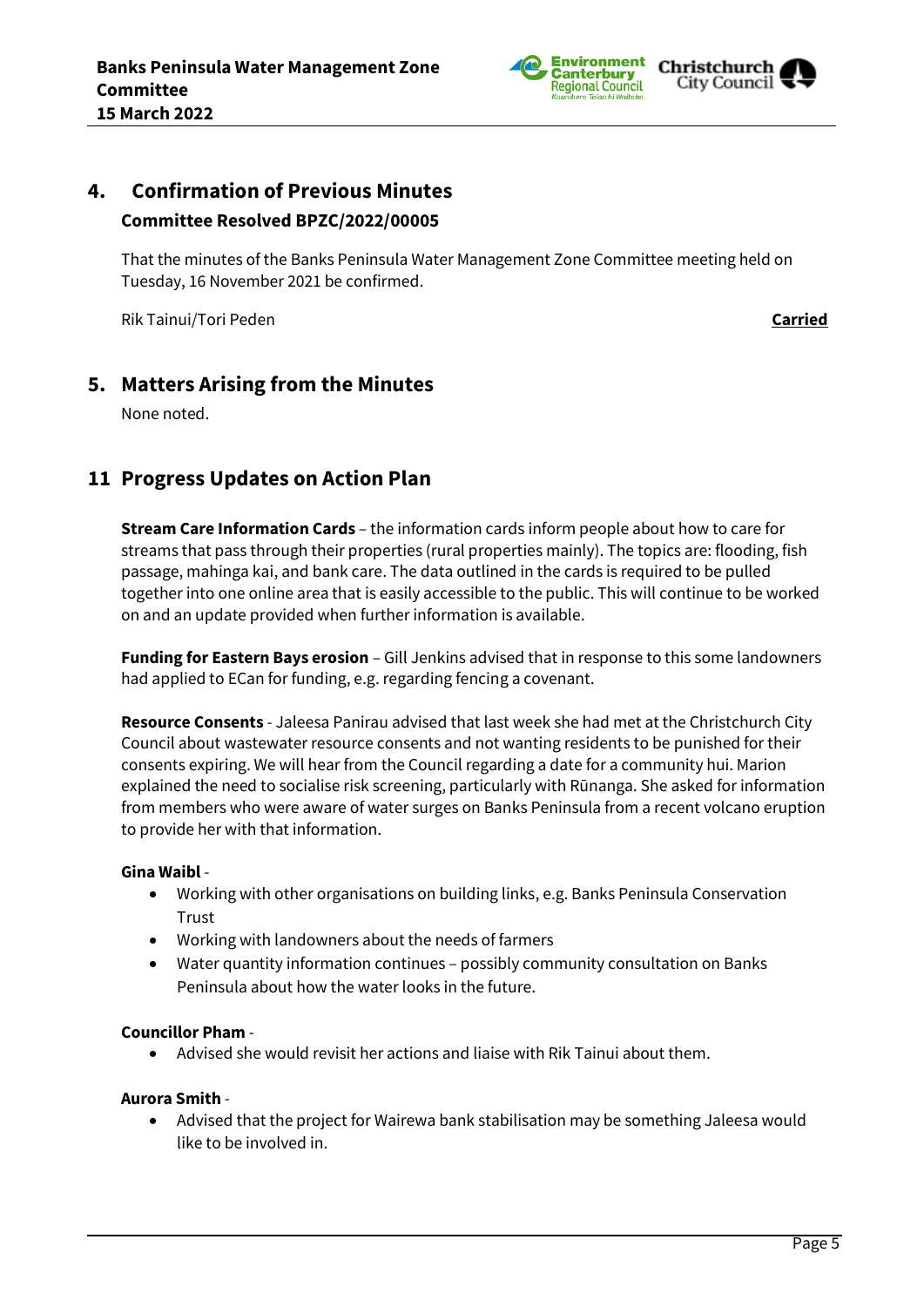## 4. Confirmation of Previous Minutes

**Committee Resolved BPZC/2022/00005**

That the minutes of the Banks Peninsula Water Management Zone Committee meeting held on Tuesday, 16 November 2021 be confirmed.

Rik Tainui/Tori Peden **Carried**

## 5. Matters Arising from the Minutes

None noted.

## 11 Progress Updates on Action Plan

**Stream Care Information Cards** – the information cards inform people about how to care for streams that pass through their properties (rural properties mainly). The topics are: flooding, fish passage, mahinga kai, and bank care. The data outlined in the cards is required to be pulled together into one online area that is easily accessible to the public. This will continue to be worked on and an update provided when further information is available.

**Funding for Eastern Bays erosion** – Gill Jenkins advised that in response to this some landowners had applied to ECan for funding, e.g. regarding fencing a covenant.

**Resource Consents** - Jaleesa Panirau advised that last week she had met at the Christchurch City Council about wastewater resource consents and not wanting residents to be punished for their consents expiring. We will hear from the Council regarding a date for a community hui. Marion explained the need to socialise risk screening, particularly with Rūnanga. She asked for information from members who were aware of water surges on Banks Peninsula from a recent volcano eruption to provide her with that information.

**Gina Waibl** -

- Working with other organisations on building links, e.g. Banks Peninsula Conservation Trust
- Working with landowners about the needs of farmers
- Water quantity information continues – possibly community consultation on Banks Peninsula about how the water looks in the future.

**Councillor Pham** -

- Advised she would revisit her actions and liaise with Rik Tainui about them.

**Aurora Smith** -

- Advised that the project for Wairewa bank stabilisation may be something Jaleesa would like to be involved in.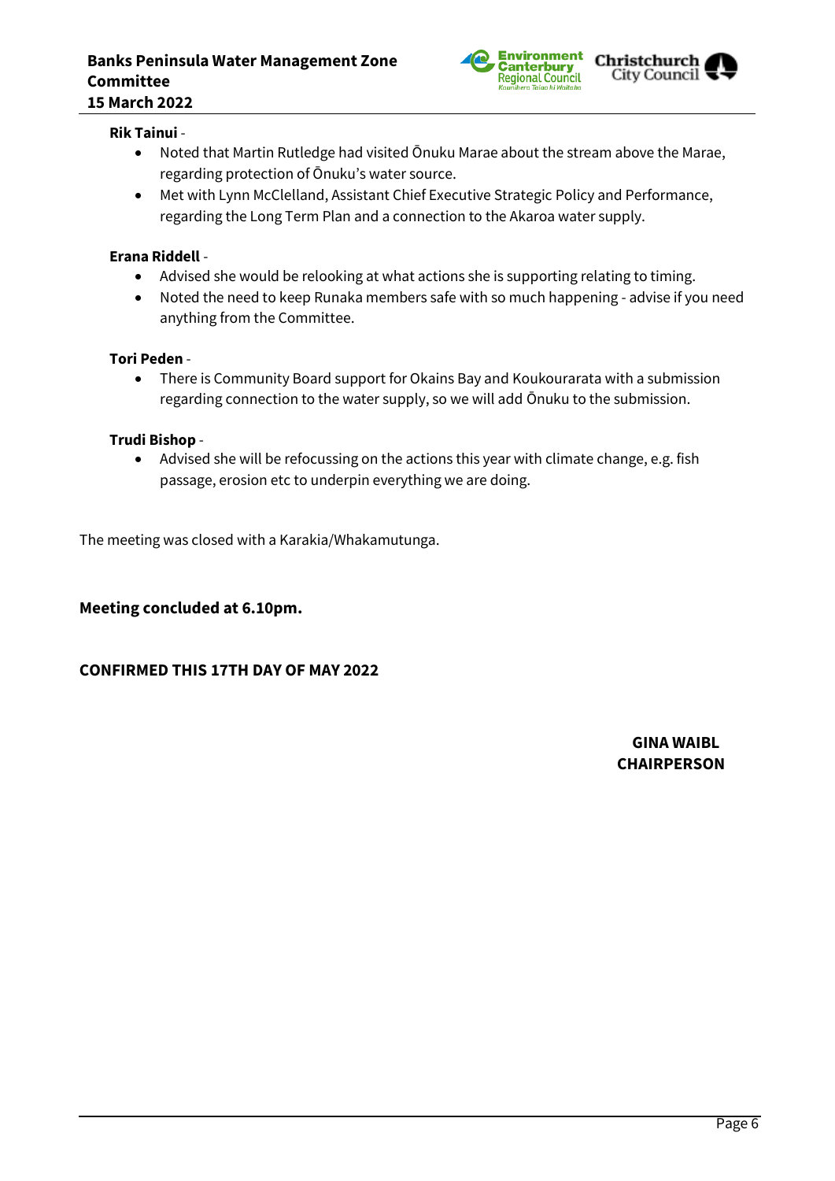**Rik Tainui** -

- Noted that Martin Rutledge had visited Ōnuku Marae about the stream above the Marae, regarding protection of Ōnuku's water source.
- Met with Lynn McClelland, Assistant Chief Executive Strategic Policy and Performance, regarding the Long Term Plan and a connection to the Akaroa water supply.

**Erana Riddell** -

- Advised she would be relooking at what actions she is supporting relating to timing.
- Noted the need to keep Runaka members safe with so much happening - advise if you need anything from the Committee.

**Tori Peden** -

- There is Community Board support for Okains Bay and Koukourarata with a submission regarding connection to the water supply, so we will add Ōnuku to the submission.

**Trudi Bishop** -

- Advised she will be refocussing on the actions this year with climate change, e.g. fish passage, erosion etc to underpin everything we are doing.

The meeting was closed with a Karakia/Whakamutunga.

**Meeting concluded at 6.10pm.**

**CONFIRMED THIS 17TH DAY OF MAY 2022**

**GINA WAIBL**
**CHAIRPERSON**